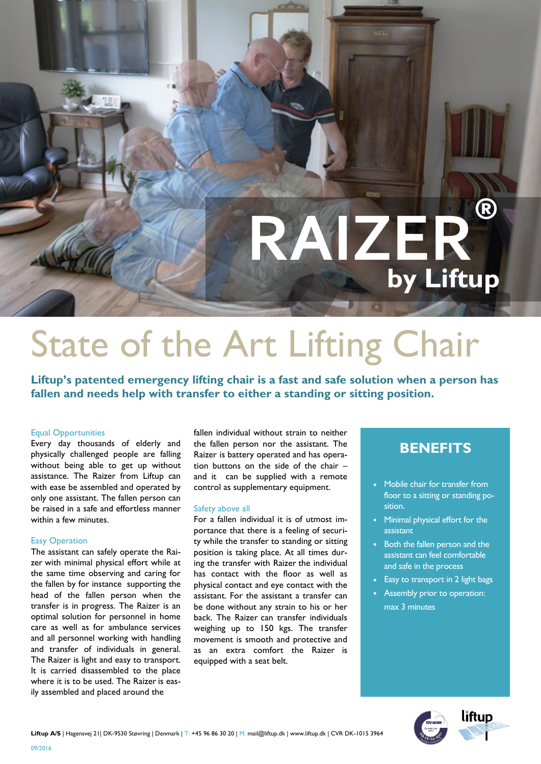# RAIZER®
## by Liftup

# State of the Art Lifting Chair

**Liftup's patented emergency lifting chair is a fast and safe solution when a person has fallen and needs help with transfer to either a standing or sitting position.**

### Equal Opportunities

Every day thousands of elderly and physically challenged people are falling without being able to get up without assistance. The Raizer from Liftup can with ease be assembled and operated by only one assistant. The fallen person can be raised in a safe and effortless manner within a few minutes.

### Easy Operation

The assistant can safely operate the Raizer with minimal physical effort while at the same time observing and caring for the fallen by for instance supporting the head of the fallen person when the transfer is in progress. The Raizer is an optimal solution for personnel in home care as well as for ambulance services and all personnel working with handling and transfer of individuals in general. The Raizer is light and easy to transport. It is carried disassembled to the place where it is to be used. The Raizer is easily assembled and placed around the fallen individual without strain to neither the fallen person nor the assistant. The Raizer is battery operated and has operation buttons on the side of the chair – and it can be supplied with a remote control as supplementary equipment.

### Safety above all

For a fallen individual it is of utmost importance that there is a feeling of security while the transfer to standing or sitting position is taking place. At all times during the transfer with Raizer the individual has contact with the floor as well as physical contact and eye contact with the assistant. For the assistant a transfer can be done without any strain to his or her back. The Raizer can transfer individuals weighing up to 150 kgs. The transfer movement is smooth and protective and as an extra comfort the Raizer is equipped with a seat belt.

## BENEFITS

- Mobile chair for transfer from floor to a sitting or standing position.
- Minimal physical effort for the assistant
- Both the fallen person and the assistant can feel comfortable and safe in the process
- Easy to transport in 2 light bags
- Assembly prior to operation: max 3 minutes

**Liftup A/S** | Hagensvej 21| DK-9530 Støvring | Denmark | T: +45 96 86 30 20 | M: mail@liftup.dk | www.liftup.dk | CVR DK-1015 3964

09/2016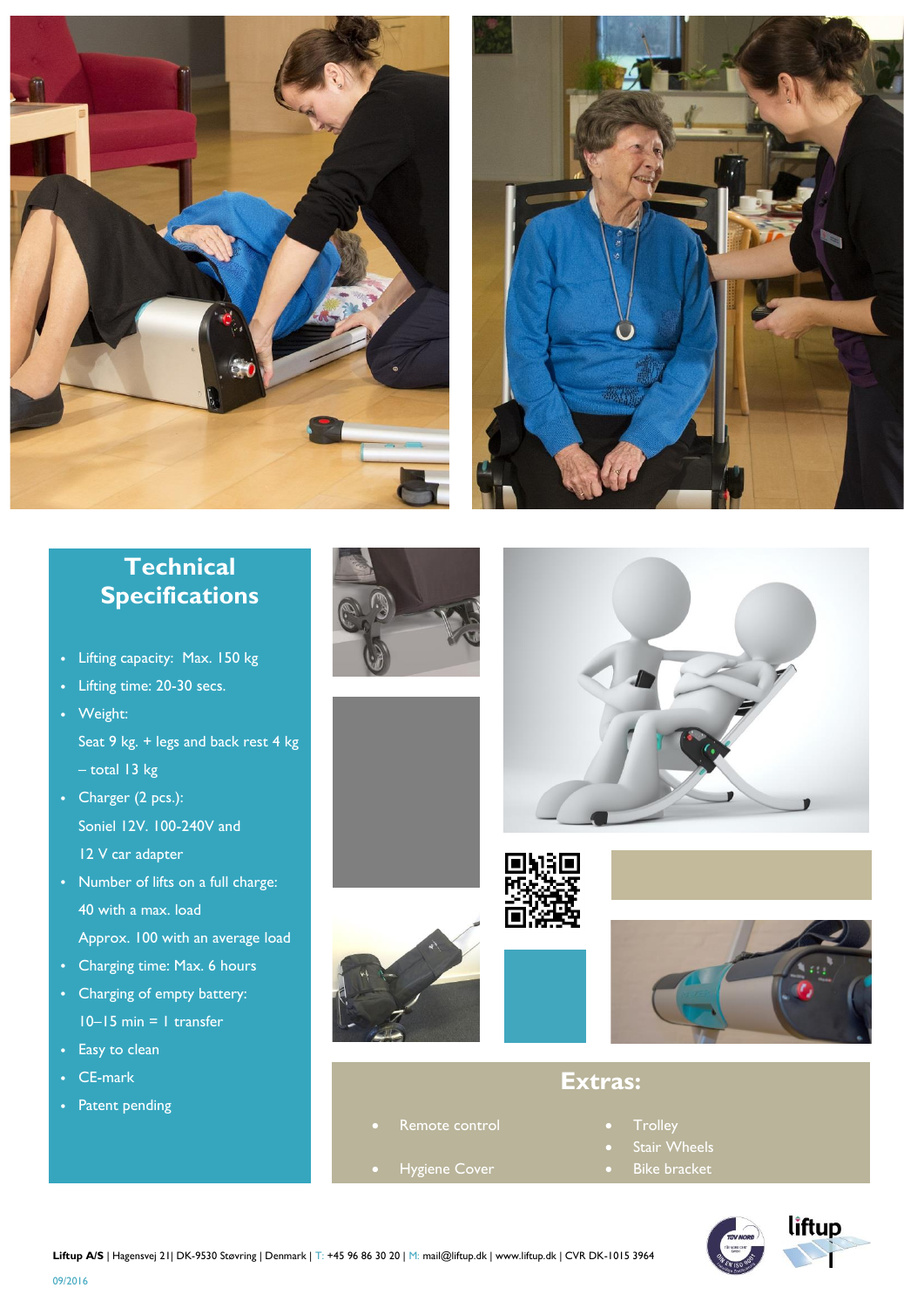## Technical Specifications

- Lifting capacity: Max. 150 kg
- Lifting time: 20-30 secs.
- Weight:
  Seat 9 kg. + legs and back rest 4 kg
  – total 13 kg
- Charger (2 pcs.):
  Soniel 12V. 100-240V and
  12 V car adapter
- Number of lifts on a full charge:
  40 with a max. load
  Approx. 100 with an average load
- Charging time: Max. 6 hours
- Charging of empty battery:
  10–15 min = 1 transfer
- Easy to clean
- CE-mark
- Patent pending

## Extras:

- Remote control
- Hygiene Cover
- Trolley
- Stair Wheels
- Bike bracket

**Liftup A/S** | Hagensvej 21| DK-9530 Støvring | Denmark | T: +45 96 86 30 20 | M: mail@liftup.dk | www.liftup.dk | CVR DK-1015 3964

09/2016